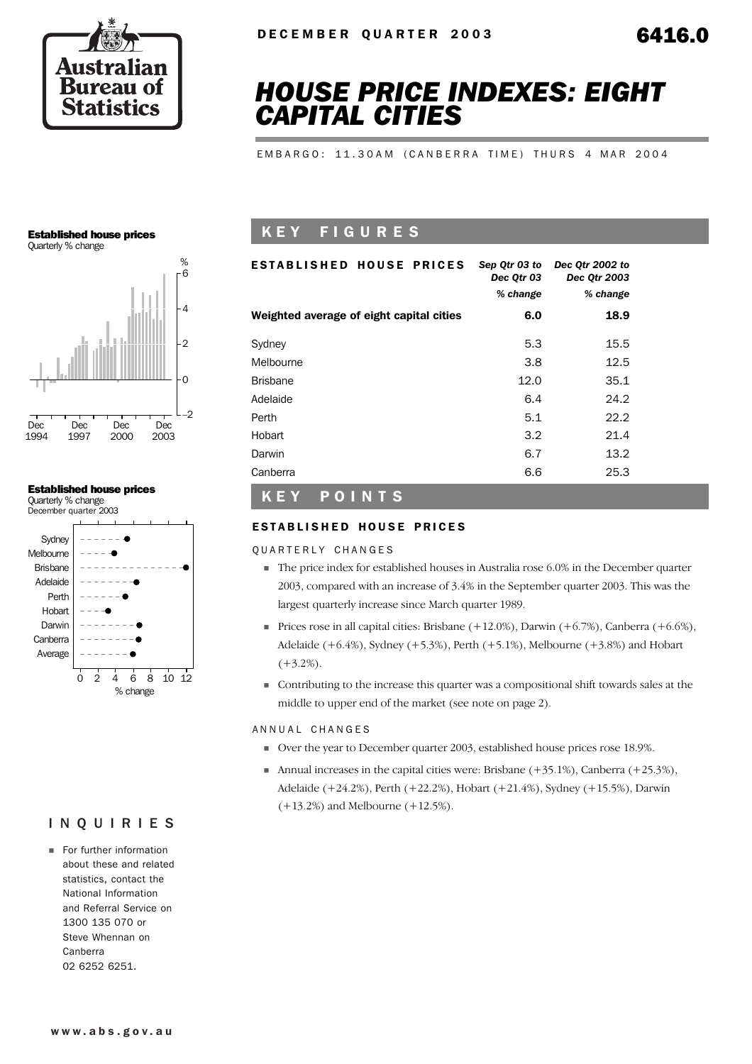DECEMBER QUARTER 2003

6416.0

# HOUSE PRICE INDEXES: EIGHT CAPITAL CITIES

EMBARGO: 11.30AM (CANBERRA TIME) THURS 4 MAR 2004

## KEY FIGURES

| ESTABLISHED HOUSE PRICES | Sep Qtr 03 to Dec Qtr 03 | Dec Qtr 2002 to Dec Qtr 2003 |
|---|---|---|
| | % change | % change |
| **Weighted average of eight capital cities** | **6.0** | **18.9** |
| Sydney | 5.3 | 15.5 |
| Melbourne | 3.8 | 12.5 |
| Brisbane | 12.0 | 35.1 |
| Adelaide | 6.4 | 24.2 |
| Perth | 5.1 | 22.2 |
| Hobart | 3.2 | 21.4 |
| Darwin | 6.7 | 13.2 |
| Canberra | 6.6 | 25.3 |

**Established house prices**
Quarterly % change

**Established house prices**
Quarterly % change
December quarter 2003

## KEY POINTS

### ESTABLISHED HOUSE PRICES

QUARTERLY CHANGES

- The price index for established houses in Australia rose 6.0% in the December quarter 2003, compared with an increase of 3.4% in the September quarter 2003. This was the largest quarterly increase since March quarter 1989.
- Prices rose in all capital cities: Brisbane (+12.0%), Darwin (+6.7%), Canberra (+6.6%), Adelaide (+6.4%), Sydney (+5.3%), Perth (+5.1%), Melbourne (+3.8%) and Hobart (+3.2%).
- Contributing to the increase this quarter was a compositional shift towards sales at the middle to upper end of the market (see note on page 2).

ANNUAL CHANGES

- Over the year to December quarter 2003, established house prices rose 18.9%.
- Annual increases in the capital cities were: Brisbane (+35.1%), Canberra (+25.3%), Adelaide (+24.2%), Perth (+22.2%), Hobart (+21.4%), Sydney (+15.5%), Darwin (+13.2%) and Melbourne (+12.5%).

## INQUIRIES

- For further information about these and related statistics, contact the National Information and Referral Service on 1300 135 070 or Steve Whennan on Canberra 02 6252 6251.

www.abs.gov.au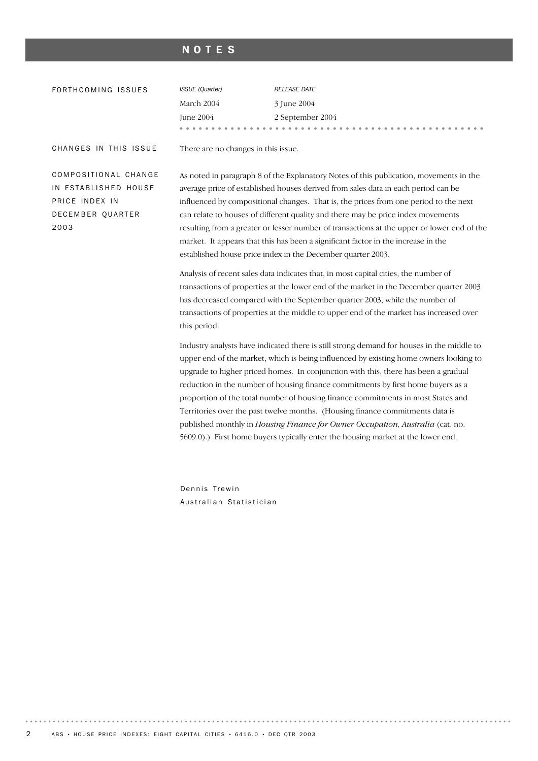# NOTES

## FORTHCOMING ISSUES

| *ISSUE (Quarter)* | *RELEASE DATE* |
| --- | --- |
| March 2004 | 3 June 2004 |
| June 2004 | 2 September 2004 |

## CHANGES IN THIS ISSUE

There are no changes in this issue.

## COMPOSITIONAL CHANGE IN ESTABLISHED HOUSE PRICE INDEX IN DECEMBER QUARTER 2003

As noted in paragraph 8 of the Explanatory Notes of this publication, movements in the average price of established houses derived from sales data in each period can be influenced by compositional changes. That is, the prices from one period to the next can relate to houses of different quality and there may be price index movements resulting from a greater or lesser number of transactions at the upper or lower end of the market. It appears that this has been a significant factor in the increase in the established house price index in the December quarter 2003.

Analysis of recent sales data indicates that, in most capital cities, the number of transactions of properties at the lower end of the market in the December quarter 2003 has decreased compared with the September quarter 2003, while the number of transactions of properties at the middle to upper end of the market has increased over this period.

Industry analysts have indicated there is still strong demand for houses in the middle to upper end of the market, which is being influenced by existing home owners looking to upgrade to higher priced homes. In conjunction with this, there has been a gradual reduction in the number of housing finance commitments by first home buyers as a proportion of the total number of housing finance commitments in most States and Territories over the past twelve months. (Housing finance commitments data is published monthly in *Housing Finance for Owner Occupation, Australia* (cat. no. 5609.0).) First home buyers typically enter the housing market at the lower end.

Dennis Trewin
Australian Statistician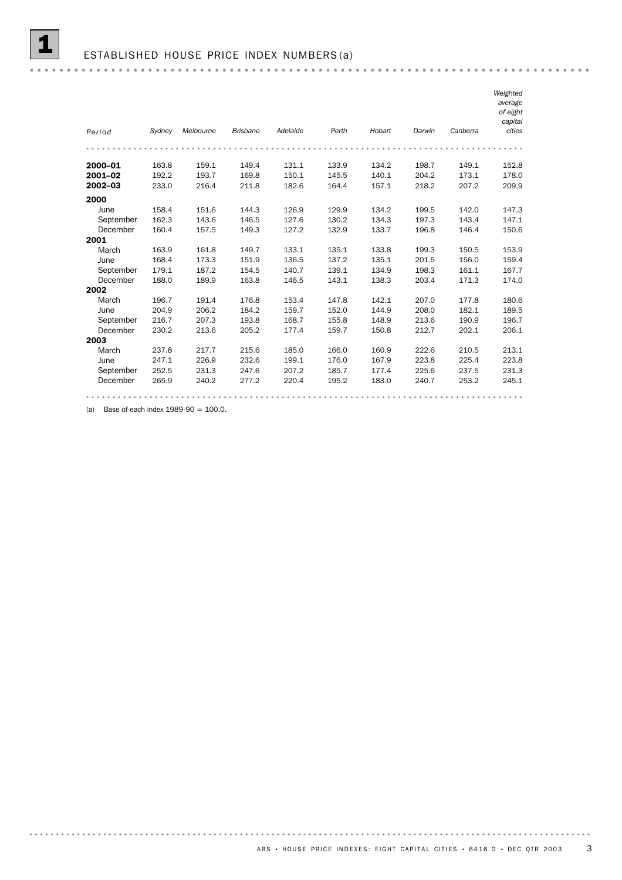# 1 ESTABLISHED HOUSE PRICE INDEX NUMBERS (a)

| Period | Sydney | Melbourne | Brisbane | Adelaide | Perth | Hobart | Darwin | Canberra | Weighted average of eight capital cities |
|---|---|---|---|---|---|---|---|---|---|
| **2000–01** | 163.8 | 159.1 | 149.4 | 131.1 | 133.9 | 134.2 | 198.7 | 149.1 | 152.8 |
| **2001–02** | 192.2 | 193.7 | 169.8 | 150.1 | 145.5 | 140.1 | 204.2 | 173.1 | 178.0 |
| **2002–03** | 233.0 | 216.4 | 211.8 | 182.6 | 164.4 | 157.1 | 218.2 | 207.2 | 209.9 |
| **2000** | | | | | | | | | |
| June | 158.4 | 151.6 | 144.3 | 126.9 | 129.9 | 134.2 | 199.5 | 142.0 | 147.3 |
| September | 162.3 | 143.6 | 146.5 | 127.6 | 130.2 | 134.3 | 197.3 | 143.4 | 147.1 |
| December | 160.4 | 157.5 | 149.3 | 127.2 | 132.9 | 133.7 | 196.8 | 146.4 | 150.6 |
| **2001** | | | | | | | | | |
| March | 163.9 | 161.8 | 149.7 | 133.1 | 135.1 | 133.8 | 199.3 | 150.5 | 153.9 |
| June | 168.4 | 173.3 | 151.9 | 136.5 | 137.2 | 135.1 | 201.5 | 156.0 | 159.4 |
| September | 179.1 | 187.2 | 154.5 | 140.7 | 139.1 | 134.9 | 198.3 | 161.1 | 167.7 |
| December | 188.0 | 189.9 | 163.8 | 146.5 | 143.1 | 138.3 | 203.4 | 171.3 | 174.0 |
| **2002** | | | | | | | | | |
| March | 196.7 | 191.4 | 176.8 | 153.4 | 147.8 | 142.1 | 207.0 | 177.8 | 180.6 |
| June | 204.9 | 206.2 | 184.2 | 159.7 | 152.0 | 144.9 | 208.0 | 182.1 | 189.5 |
| September | 216.7 | 207.3 | 193.8 | 168.7 | 155.8 | 148.9 | 213.6 | 190.9 | 196.7 |
| December | 230.2 | 213.6 | 205.2 | 177.4 | 159.7 | 150.8 | 212.7 | 202.1 | 206.1 |
| **2003** | | | | | | | | | |
| March | 237.8 | 217.7 | 215.6 | 185.0 | 166.0 | 160.9 | 222.6 | 210.5 | 213.1 |
| June | 247.1 | 226.9 | 232.6 | 199.1 | 176.0 | 167.9 | 223.8 | 225.4 | 223.8 |
| September | 252.5 | 231.3 | 247.6 | 207.2 | 185.7 | 177.4 | 225.6 | 237.5 | 231.3 |
| December | 265.9 | 240.2 | 277.2 | 220.4 | 195.2 | 183.0 | 240.7 | 253.2 | 245.1 |

(a) Base of each index 1989-90 = 100.0.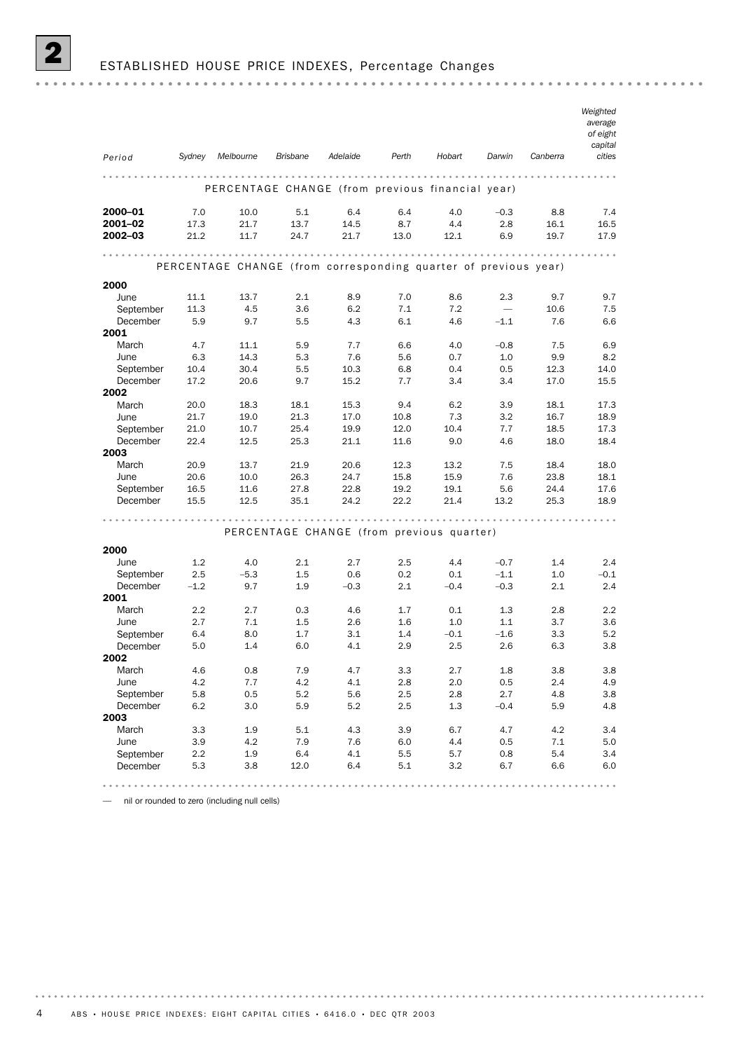## 2 ESTABLISHED HOUSE PRICE INDEXES, Percentage Changes

| Period | Sydney | Melbourne | Brisbane | Adelaide | Perth | Hobart | Darwin | Canberra | Weighted average of eight capital cities |
|---|---|---|---|---|---|---|---|---|---|
| **PERCENTAGE CHANGE (from previous financial year)** | | | | | | | | | |
| **2000–01** | 7.0 | 10.0 | 5.1 | 6.4 | 6.4 | 4.0 | –0.3 | 8.8 | 7.4 |
| **2001–02** | 17.3 | 21.7 | 13.7 | 14.5 | 8.7 | 4.4 | 2.8 | 16.1 | 16.5 |
| **2002–03** | 21.2 | 11.7 | 24.7 | 21.7 | 13.0 | 12.1 | 6.9 | 19.7 | 17.9 |
| **PERCENTAGE CHANGE (from corresponding quarter of previous year)** | | | | | | | | | |
| **2000** | | | | | | | | | |
| June | 11.1 | 13.7 | 2.1 | 8.9 | 7.0 | 8.6 | 2.3 | 9.7 | 9.7 |
| September | 11.3 | 4.5 | 3.6 | 6.2 | 7.1 | 7.2 | — | 10.6 | 7.5 |
| December | 5.9 | 9.7 | 5.5 | 4.3 | 6.1 | 4.6 | –1.1 | 7.6 | 6.6 |
| **2001** | | | | | | | | | |
| March | 4.7 | 11.1 | 5.9 | 7.7 | 6.6 | 4.0 | –0.8 | 7.5 | 6.9 |
| June | 6.3 | 14.3 | 5.3 | 7.6 | 5.6 | 0.7 | 1.0 | 9.9 | 8.2 |
| September | 10.4 | 30.4 | 5.5 | 10.3 | 6.8 | 0.4 | 0.5 | 12.3 | 14.0 |
| December | 17.2 | 20.6 | 9.7 | 15.2 | 7.7 | 3.4 | 3.4 | 17.0 | 15.5 |
| **2002** | | | | | | | | | |
| March | 20.0 | 18.3 | 18.1 | 15.3 | 9.4 | 6.2 | 3.9 | 18.1 | 17.3 |
| June | 21.7 | 19.0 | 21.3 | 17.0 | 10.8 | 7.3 | 3.2 | 16.7 | 18.9 |
| September | 21.0 | 10.7 | 25.4 | 19.9 | 12.0 | 10.4 | 7.7 | 18.5 | 17.3 |
| December | 22.4 | 12.5 | 25.3 | 21.1 | 11.6 | 9.0 | 4.6 | 18.0 | 18.4 |
| **2003** | | | | | | | | | |
| March | 20.9 | 13.7 | 21.9 | 20.6 | 12.3 | 13.2 | 7.5 | 18.4 | 18.0 |
| June | 20.6 | 10.0 | 26.3 | 24.7 | 15.8 | 15.9 | 7.6 | 23.8 | 18.1 |
| September | 16.5 | 11.6 | 27.8 | 22.8 | 19.2 | 19.1 | 5.6 | 24.4 | 17.6 |
| December | 15.5 | 12.5 | 35.1 | 24.2 | 22.2 | 21.4 | 13.2 | 25.3 | 18.9 |
| **PERCENTAGE CHANGE (from previous quarter)** | | | | | | | | | |
| **2000** | | | | | | | | | |
| June | 1.2 | 4.0 | 2.1 | 2.7 | 2.5 | 4.4 | –0.7 | 1.4 | 2.4 |
| September | 2.5 | –5.3 | 1.5 | 0.6 | 0.2 | 0.1 | –1.1 | 1.0 | –0.1 |
| December | –1.2 | 9.7 | 1.9 | –0.3 | 2.1 | –0.4 | –0.3 | 2.1 | 2.4 |
| **2001** | | | | | | | | | |
| March | 2.2 | 2.7 | 0.3 | 4.6 | 1.7 | 0.1 | 1.3 | 2.8 | 2.2 |
| June | 2.7 | 7.1 | 1.5 | 2.6 | 1.6 | 1.0 | 1.1 | 3.7 | 3.6 |
| September | 6.4 | 8.0 | 1.7 | 3.1 | 1.4 | –0.1 | –1.6 | 3.3 | 5.2 |
| December | 5.0 | 1.4 | 6.0 | 4.1 | 2.9 | 2.5 | 2.6 | 6.3 | 3.8 |
| **2002** | | | | | | | | | |
| March | 4.6 | 0.8 | 7.9 | 4.7 | 3.3 | 2.7 | 1.8 | 3.8 | 3.8 |
| June | 4.2 | 7.7 | 4.2 | 4.1 | 2.8 | 2.0 | 0.5 | 2.4 | 4.9 |
| September | 5.8 | 0.5 | 5.2 | 5.6 | 2.5 | 2.8 | 2.7 | 4.8 | 3.8 |
| December | 6.2 | 3.0 | 5.9 | 5.2 | 2.5 | 1.3 | –0.4 | 5.9 | 4.8 |
| **2003** | | | | | | | | | |
| March | 3.3 | 1.9 | 5.1 | 4.3 | 3.9 | 6.7 | 4.7 | 4.2 | 3.4 |
| June | 3.9 | 4.2 | 7.9 | 7.6 | 6.0 | 4.4 | 0.5 | 7.1 | 5.0 |
| September | 2.2 | 1.9 | 6.4 | 4.1 | 5.5 | 5.7 | 0.8 | 5.4 | 3.4 |
| December | 5.3 | 3.8 | 12.0 | 6.4 | 5.1 | 3.2 | 6.7 | 6.6 | 6.0 |

— nil or rounded to zero (including null cells)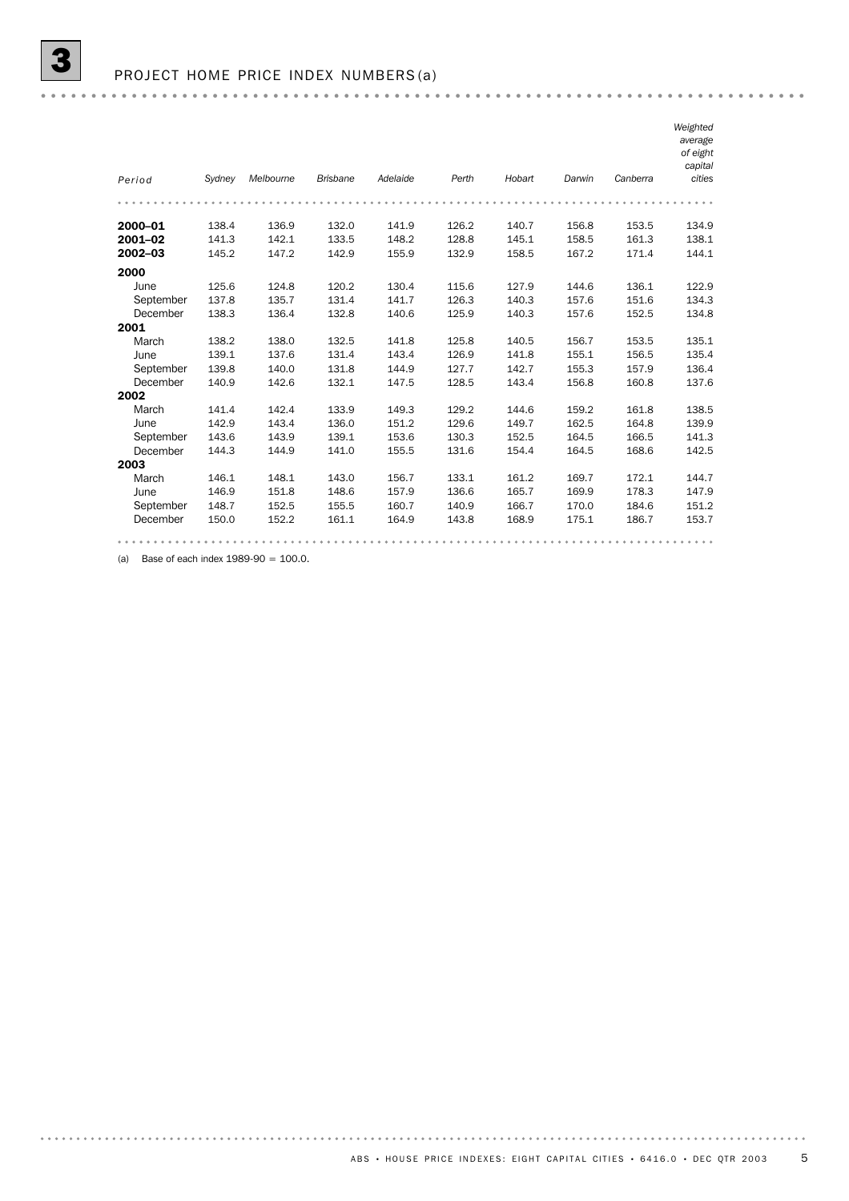# 3 PROJECT HOME PRICE INDEX NUMBERS(a)

| Period | Sydney | Melbourne | Brisbane | Adelaide | Perth | Hobart | Darwin | Canberra | Weighted average of eight capital cities |
|---|---|---|---|---|---|---|---|---|---|
| **2000–01** | 138.4 | 136.9 | 132.0 | 141.9 | 126.2 | 140.7 | 156.8 | 153.5 | 134.9 |
| **2001–02** | 141.3 | 142.1 | 133.5 | 148.2 | 128.8 | 145.1 | 158.5 | 161.3 | 138.1 |
| **2002–03** | 145.2 | 147.2 | 142.9 | 155.9 | 132.9 | 158.5 | 167.2 | 171.4 | 144.1 |
| **2000** | | | | | | | | | |
| June | 125.6 | 124.8 | 120.2 | 130.4 | 115.6 | 127.9 | 144.6 | 136.1 | 122.9 |
| September | 137.8 | 135.7 | 131.4 | 141.7 | 126.3 | 140.3 | 157.6 | 151.6 | 134.3 |
| December | 138.3 | 136.4 | 132.8 | 140.6 | 125.9 | 140.3 | 157.6 | 152.5 | 134.8 |
| **2001** | | | | | | | | | |
| March | 138.2 | 138.0 | 132.5 | 141.8 | 125.8 | 140.5 | 156.7 | 153.5 | 135.1 |
| June | 139.1 | 137.6 | 131.4 | 143.4 | 126.9 | 141.8 | 155.1 | 156.5 | 135.4 |
| September | 139.8 | 140.0 | 131.8 | 144.9 | 127.7 | 142.7 | 155.3 | 157.9 | 136.4 |
| December | 140.9 | 142.6 | 132.1 | 147.5 | 128.5 | 143.4 | 156.8 | 160.8 | 137.6 |
| **2002** | | | | | | | | | |
| March | 141.4 | 142.4 | 133.9 | 149.3 | 129.2 | 144.6 | 159.2 | 161.8 | 138.5 |
| June | 142.9 | 143.4 | 136.0 | 151.2 | 129.6 | 149.7 | 162.5 | 164.8 | 139.9 |
| September | 143.6 | 143.9 | 139.1 | 153.6 | 130.3 | 152.5 | 164.5 | 166.5 | 141.3 |
| December | 144.3 | 144.9 | 141.0 | 155.5 | 131.6 | 154.4 | 164.5 | 168.6 | 142.5 |
| **2003** | | | | | | | | | |
| March | 146.1 | 148.1 | 143.0 | 156.7 | 133.1 | 161.2 | 169.7 | 172.1 | 144.7 |
| June | 146.9 | 151.8 | 148.6 | 157.9 | 136.6 | 165.7 | 169.9 | 178.3 | 147.9 |
| September | 148.7 | 152.5 | 155.5 | 160.7 | 140.9 | 166.7 | 170.0 | 184.6 | 151.2 |
| December | 150.0 | 152.2 | 161.1 | 164.9 | 143.8 | 168.9 | 175.1 | 186.7 | 153.7 |

(a) Base of each index 1989-90 = 100.0.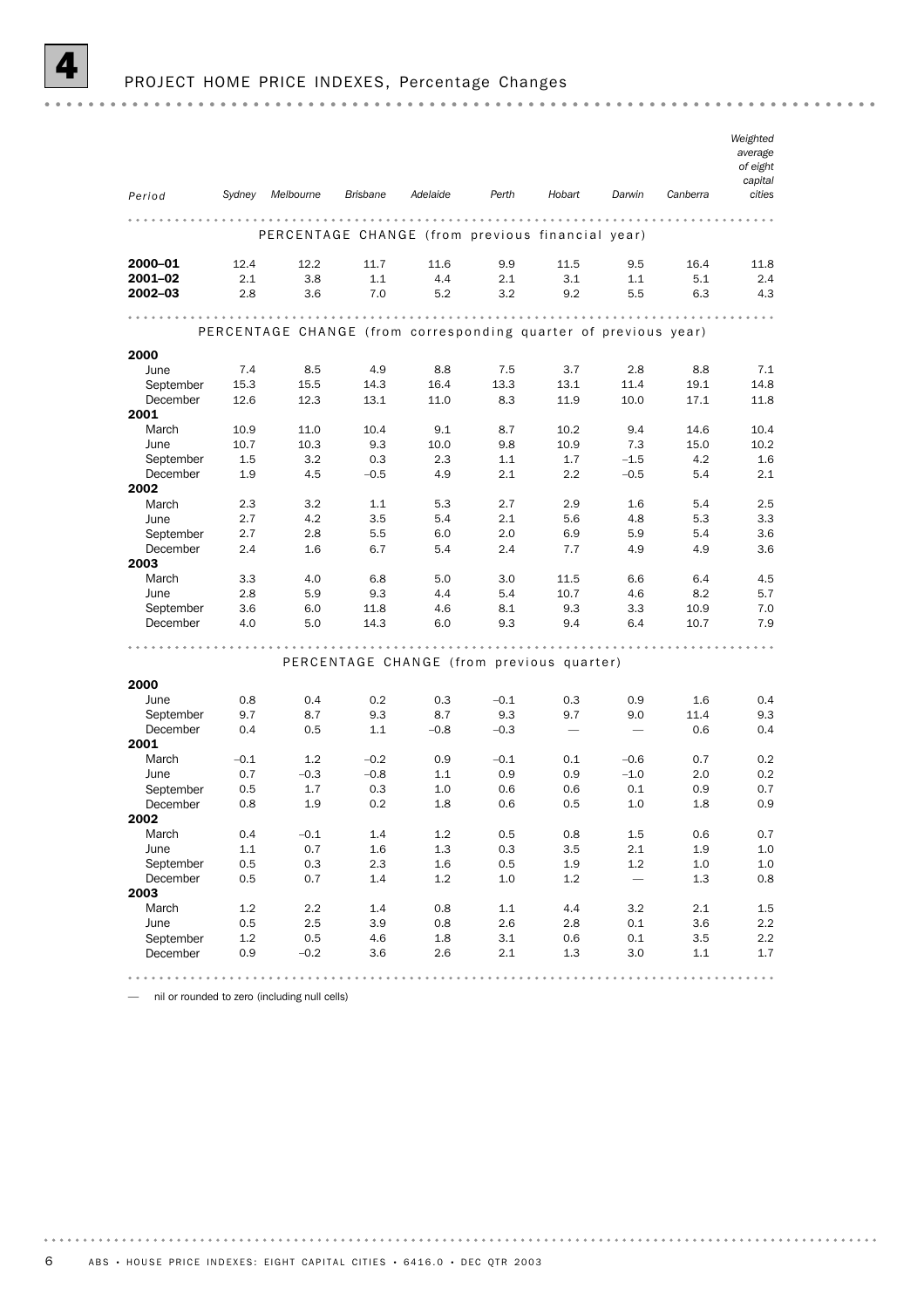## 4 PROJECT HOME PRICE INDEXES, Percentage Changes

| Period | Sydney | Melbourne | Brisbane | Adelaide | Perth | Hobart | Darwin | Canberra | Weighted average of eight capital cities |
|---|---|---|---|---|---|---|---|---|---|
| **PERCENTAGE CHANGE (from previous financial year)** | | | | | | | | | |
| **2000–01** | 12.4 | 12.2 | 11.7 | 11.6 | 9.9 | 11.5 | 9.5 | 16.4 | 11.8 |
| **2001–02** | 2.1 | 3.8 | 1.1 | 4.4 | 2.1 | 3.1 | 1.1 | 5.1 | 2.4 |
| **2002–03** | 2.8 | 3.6 | 7.0 | 5.2 | 3.2 | 9.2 | 5.5 | 6.3 | 4.3 |
| **PERCENTAGE CHANGE (from corresponding quarter of previous year)** | | | | | | | | | |
| **2000** | | | | | | | | | |
| June | 7.4 | 8.5 | 4.9 | 8.8 | 7.5 | 3.7 | 2.8 | 8.8 | 7.1 |
| September | 15.3 | 15.5 | 14.3 | 16.4 | 13.3 | 13.1 | 11.4 | 19.1 | 14.8 |
| December | 12.6 | 12.3 | 13.1 | 11.0 | 8.3 | 11.9 | 10.0 | 17.1 | 11.8 |
| **2001** | | | | | | | | | |
| March | 10.9 | 11.0 | 10.4 | 9.1 | 8.7 | 10.2 | 9.4 | 14.6 | 10.4 |
| June | 10.7 | 10.3 | 9.3 | 10.0 | 9.8 | 10.9 | 7.3 | 15.0 | 10.2 |
| September | 1.5 | 3.2 | 0.3 | 2.3 | 1.1 | 1.7 | –1.5 | 4.2 | 1.6 |
| December | 1.9 | 4.5 | –0.5 | 4.9 | 2.1 | 2.2 | –0.5 | 5.4 | 2.1 |
| **2002** | | | | | | | | | |
| March | 2.3 | 3.2 | 1.1 | 5.3 | 2.7 | 2.9 | 1.6 | 5.4 | 2.5 |
| June | 2.7 | 4.2 | 3.5 | 5.4 | 2.1 | 5.6 | 4.8 | 5.3 | 3.3 |
| September | 2.7 | 2.8 | 5.5 | 6.0 | 2.0 | 6.9 | 5.9 | 5.4 | 3.6 |
| December | 2.4 | 1.6 | 6.7 | 5.4 | 2.4 | 7.7 | 4.9 | 4.9 | 3.6 |
| **2003** | | | | | | | | | |
| March | 3.3 | 4.0 | 6.8 | 5.0 | 3.0 | 11.5 | 6.6 | 6.4 | 4.5 |
| June | 2.8 | 5.9 | 9.3 | 4.4 | 5.4 | 10.7 | 4.6 | 8.2 | 5.7 |
| September | 3.6 | 6.0 | 11.8 | 4.6 | 8.1 | 9.3 | 3.3 | 10.9 | 7.0 |
| December | 4.0 | 5.0 | 14.3 | 6.0 | 9.3 | 9.4 | 6.4 | 10.7 | 7.9 |
| **PERCENTAGE CHANGE (from previous quarter)** | | | | | | | | | |
| **2000** | | | | | | | | | |
| June | 0.8 | 0.4 | 0.2 | 0.3 | –0.1 | 0.3 | 0.9 | 1.6 | 0.4 |
| September | 9.7 | 8.7 | 9.3 | 8.7 | 9.3 | 9.7 | 9.0 | 11.4 | 9.3 |
| December | 0.4 | 0.5 | 1.1 | –0.8 | –0.3 | — | — | 0.6 | 0.4 |
| **2001** | | | | | | | | | |
| March | –0.1 | 1.2 | –0.2 | 0.9 | –0.1 | 0.1 | –0.6 | 0.7 | 0.2 |
| June | 0.7 | –0.3 | –0.8 | 1.1 | 0.9 | 0.9 | –1.0 | 2.0 | 0.2 |
| September | 0.5 | 1.7 | 0.3 | 1.0 | 0.6 | 0.6 | 0.1 | 0.9 | 0.7 |
| December | 0.8 | 1.9 | 0.2 | 1.8 | 0.6 | 0.5 | 1.0 | 1.8 | 0.9 |
| **2002** | | | | | | | | | |
| March | 0.4 | –0.1 | 1.4 | 1.2 | 0.5 | 0.8 | 1.5 | 0.6 | 0.7 |
| June | 1.1 | 0.7 | 1.6 | 1.3 | 0.3 | 3.5 | 2.1 | 1.9 | 1.0 |
| September | 0.5 | 0.3 | 2.3 | 1.6 | 0.5 | 1.9 | 1.2 | 1.0 | 1.0 |
| December | 0.5 | 0.7 | 1.4 | 1.2 | 1.0 | 1.2 | — | 1.3 | 0.8 |
| **2003** | | | | | | | | | |
| March | 1.2 | 2.2 | 1.4 | 0.8 | 1.1 | 4.4 | 3.2 | 2.1 | 1.5 |
| June | 0.5 | 2.5 | 3.9 | 0.8 | 2.6 | 2.8 | 0.1 | 3.6 | 2.2 |
| September | 1.2 | 0.5 | 4.6 | 1.8 | 3.1 | 0.6 | 0.1 | 3.5 | 2.2 |
| December | 0.9 | –0.2 | 3.6 | 2.6 | 2.1 | 1.3 | 3.0 | 1.1 | 1.7 |

— nil or rounded to zero (including null cells)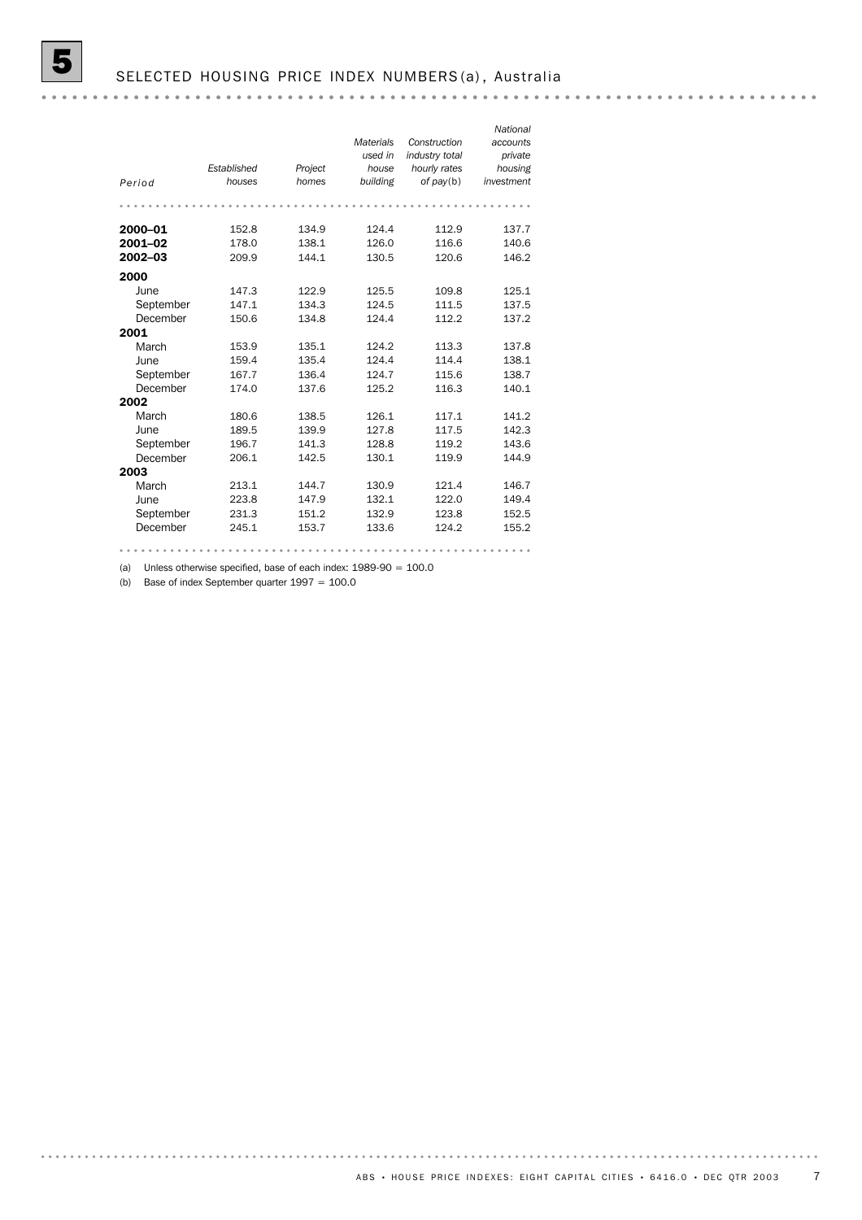# 5 SELECTED HOUSING PRICE INDEX NUMBERS(a), Australia

| Period | *Established houses* | *Project homes* | *Materials used in house building* | *Construction industry total hourly rates of pay*(b) | *National accounts private housing investment* |
|---|---|---|---|---|---|
| **2000–01** | 152.8 | 134.9 | 124.4 | 112.9 | 137.7 |
| **2001–02** | 178.0 | 138.1 | 126.0 | 116.6 | 140.6 |
| **2002–03** | 209.9 | 144.1 | 130.5 | 120.6 | 146.2 |
| **2000** | | | | | |
| June | 147.3 | 122.9 | 125.5 | 109.8 | 125.1 |
| September | 147.1 | 134.3 | 124.5 | 111.5 | 137.5 |
| December | 150.6 | 134.8 | 124.4 | 112.2 | 137.2 |
| **2001** | | | | | |
| March | 153.9 | 135.1 | 124.2 | 113.3 | 137.8 |
| June | 159.4 | 135.4 | 124.4 | 114.4 | 138.1 |
| September | 167.7 | 136.4 | 124.7 | 115.6 | 138.7 |
| December | 174.0 | 137.6 | 125.2 | 116.3 | 140.1 |
| **2002** | | | | | |
| March | 180.6 | 138.5 | 126.1 | 117.1 | 141.2 |
| June | 189.5 | 139.9 | 127.8 | 117.5 | 142.3 |
| September | 196.7 | 141.3 | 128.8 | 119.2 | 143.6 |
| December | 206.1 | 142.5 | 130.1 | 119.9 | 144.9 |
| **2003** | | | | | |
| March | 213.1 | 144.7 | 130.9 | 121.4 | 146.7 |
| June | 223.8 | 147.9 | 132.1 | 122.0 | 149.4 |
| September | 231.3 | 151.2 | 132.9 | 123.8 | 152.5 |
| December | 245.1 | 153.7 | 133.6 | 124.2 | 155.2 |

(a) Unless otherwise specified, base of each index: 1989-90 = 100.0

(b) Base of index September quarter 1997 = 100.0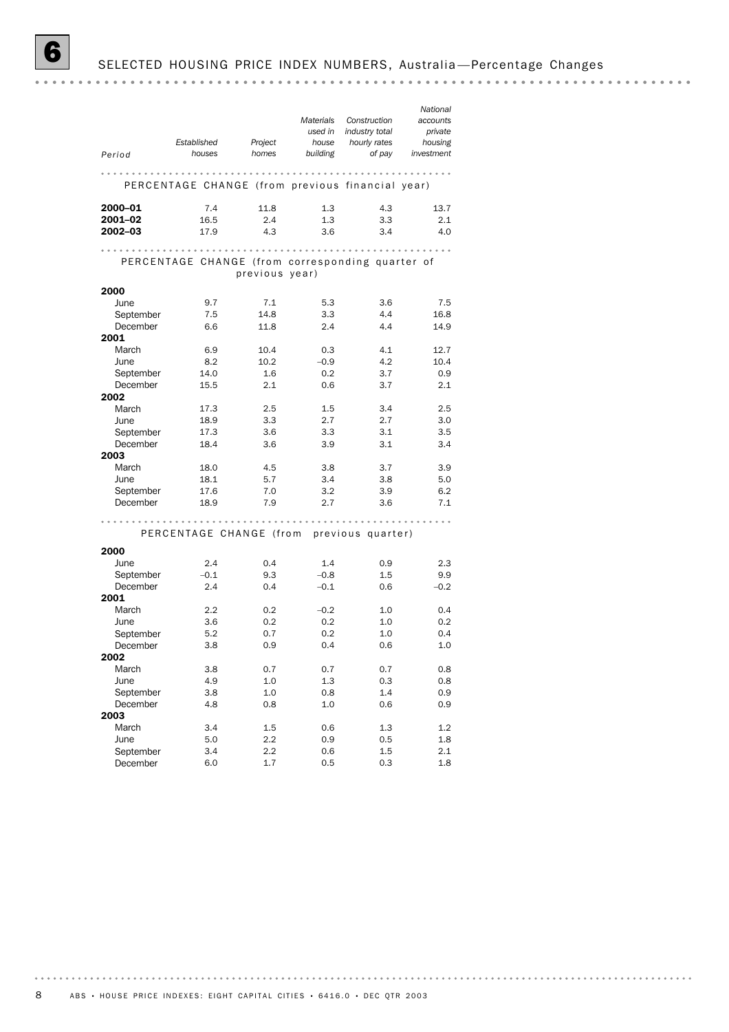# 6 SELECTED HOUSING PRICE INDEX NUMBERS, Australia—Percentage Changes

| Period | *Established houses* | *Project homes* | *Materials used in house building* | *Construction industry total hourly rates of pay* | *National accounts private housing investment* |
|---|---|---|---|---|---|
| **PERCENTAGE CHANGE (from previous financial year)** | | | | | |
| **2000–01** | 7.4 | 11.8 | 1.3 | 4.3 | 13.7 |
| **2001–02** | 16.5 | 2.4 | 1.3 | 3.3 | 2.1 |
| **2002–03** | 17.9 | 4.3 | 3.6 | 3.4 | 4.0 |
| **PERCENTAGE CHANGE (from corresponding quarter of previous year)** | | | | | |
| **2000** | | | | | |
| June | 9.7 | 7.1 | 5.3 | 3.6 | 7.5 |
| September | 7.5 | 14.8 | 3.3 | 4.4 | 16.8 |
| December | 6.6 | 11.8 | 2.4 | 4.4 | 14.9 |
| **2001** | | | | | |
| March | 6.9 | 10.4 | 0.3 | 4.1 | 12.7 |
| June | 8.2 | 10.2 | –0.9 | 4.2 | 10.4 |
| September | 14.0 | 1.6 | 0.2 | 3.7 | 0.9 |
| December | 15.5 | 2.1 | 0.6 | 3.7 | 2.1 |
| **2002** | | | | | |
| March | 17.3 | 2.5 | 1.5 | 3.4 | 2.5 |
| June | 18.9 | 3.3 | 2.7 | 2.7 | 3.0 |
| September | 17.3 | 3.6 | 3.3 | 3.1 | 3.5 |
| December | 18.4 | 3.6 | 3.9 | 3.1 | 3.4 |
| **2003** | | | | | |
| March | 18.0 | 4.5 | 3.8 | 3.7 | 3.9 |
| June | 18.1 | 5.7 | 3.4 | 3.8 | 5.0 |
| September | 17.6 | 7.0 | 3.2 | 3.9 | 6.2 |
| December | 18.9 | 7.9 | 2.7 | 3.6 | 7.1 |
| **PERCENTAGE CHANGE (from previous quarter)** | | | | | |
| **2000** | | | | | |
| June | 2.4 | 0.4 | 1.4 | 0.9 | 2.3 |
| September | –0.1 | 9.3 | –0.8 | 1.5 | 9.9 |
| December | 2.4 | 0.4 | –0.1 | 0.6 | –0.2 |
| **2001** | | | | | |
| March | 2.2 | 0.2 | –0.2 | 1.0 | 0.4 |
| June | 3.6 | 0.2 | 0.2 | 1.0 | 0.2 |
| September | 5.2 | 0.7 | 0.2 | 1.0 | 0.4 |
| December | 3.8 | 0.9 | 0.4 | 0.6 | 1.0 |
| **2002** | | | | | |
| March | 3.8 | 0.7 | 0.7 | 0.7 | 0.8 |
| June | 4.9 | 1.0 | 1.3 | 0.3 | 0.8 |
| September | 3.8 | 1.0 | 0.8 | 1.4 | 0.9 |
| December | 4.8 | 0.8 | 1.0 | 0.6 | 0.9 |
| **2003** | | | | | |
| March | 3.4 | 1.5 | 0.6 | 1.3 | 1.2 |
| June | 5.0 | 2.2 | 0.9 | 0.5 | 1.8 |
| September | 3.4 | 2.2 | 0.6 | 1.5 | 2.1 |
| December | 6.0 | 1.7 | 0.5 | 0.3 | 1.8 |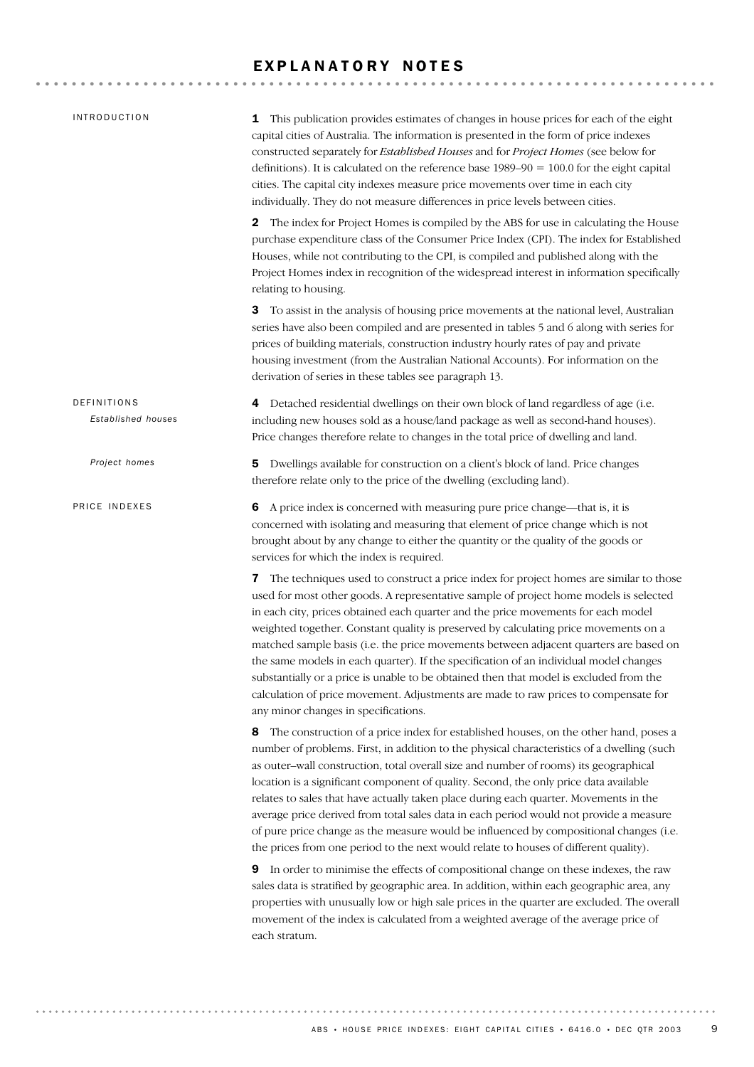# EXPLANATORY NOTES

## INTRODUCTION

**1** This publication provides estimates of changes in house prices for each of the eight capital cities of Australia. The information is presented in the form of price indexes constructed separately for *Established Houses* and for *Project Homes* (see below for definitions). It is calculated on the reference base 1989–90 = 100.0 for the eight capital cities. The capital city indexes measure price movements over time in each city individually. They do not measure differences in price levels between cities.

**2** The index for Project Homes is compiled by the ABS for use in calculating the House purchase expenditure class of the Consumer Price Index (CPI). The index for Established Houses, while not contributing to the CPI, is compiled and published along with the Project Homes index in recognition of the widespread interest in information specifically relating to housing.

**3** To assist in the analysis of housing price movements at the national level, Australian series have also been compiled and are presented in tables 5 and 6 along with series for prices of building materials, construction industry hourly rates of pay and private housing investment (from the Australian National Accounts). For information on the derivation of series in these tables see paragraph 13.

## DEFINITIONS

### *Established houses*

**4** Detached residential dwellings on their own block of land regardless of age (i.e. including new houses sold as a house/land package as well as second-hand houses). Price changes therefore relate to changes in the total price of dwelling and land.

### *Project homes*

**5** Dwellings available for construction on a client's block of land. Price changes therefore relate only to the price of the dwelling (excluding land).

## PRICE INDEXES

**6** A price index is concerned with measuring pure price change—that is, it is concerned with isolating and measuring that element of price change which is not brought about by any change to either the quantity or the quality of the goods or services for which the index is required.

**7** The techniques used to construct a price index for project homes are similar to those used for most other goods. A representative sample of project home models is selected in each city, prices obtained each quarter and the price movements for each model weighted together. Constant quality is preserved by calculating price movements on a matched sample basis (i.e. the price movements between adjacent quarters are based on the same models in each quarter). If the specification of an individual model changes substantially or a price is unable to be obtained then that model is excluded from the calculation of price movement. Adjustments are made to raw prices to compensate for any minor changes in specifications.

**8** The construction of a price index for established houses, on the other hand, poses a number of problems. First, in addition to the physical characteristics of a dwelling (such as outer–wall construction, total overall size and number of rooms) its geographical location is a significant component of quality. Second, the only price data available relates to sales that have actually taken place during each quarter. Movements in the average price derived from total sales data in each period would not provide a measure of pure price change as the measure would be influenced by compositional changes (i.e. the prices from one period to the next would relate to houses of different quality).

**9** In order to minimise the effects of compositional change on these indexes, the raw sales data is stratified by geographic area. In addition, within each geographic area, any properties with unusually low or high sale prices in the quarter are excluded. The overall movement of the index is calculated from a weighted average of the average price of each stratum.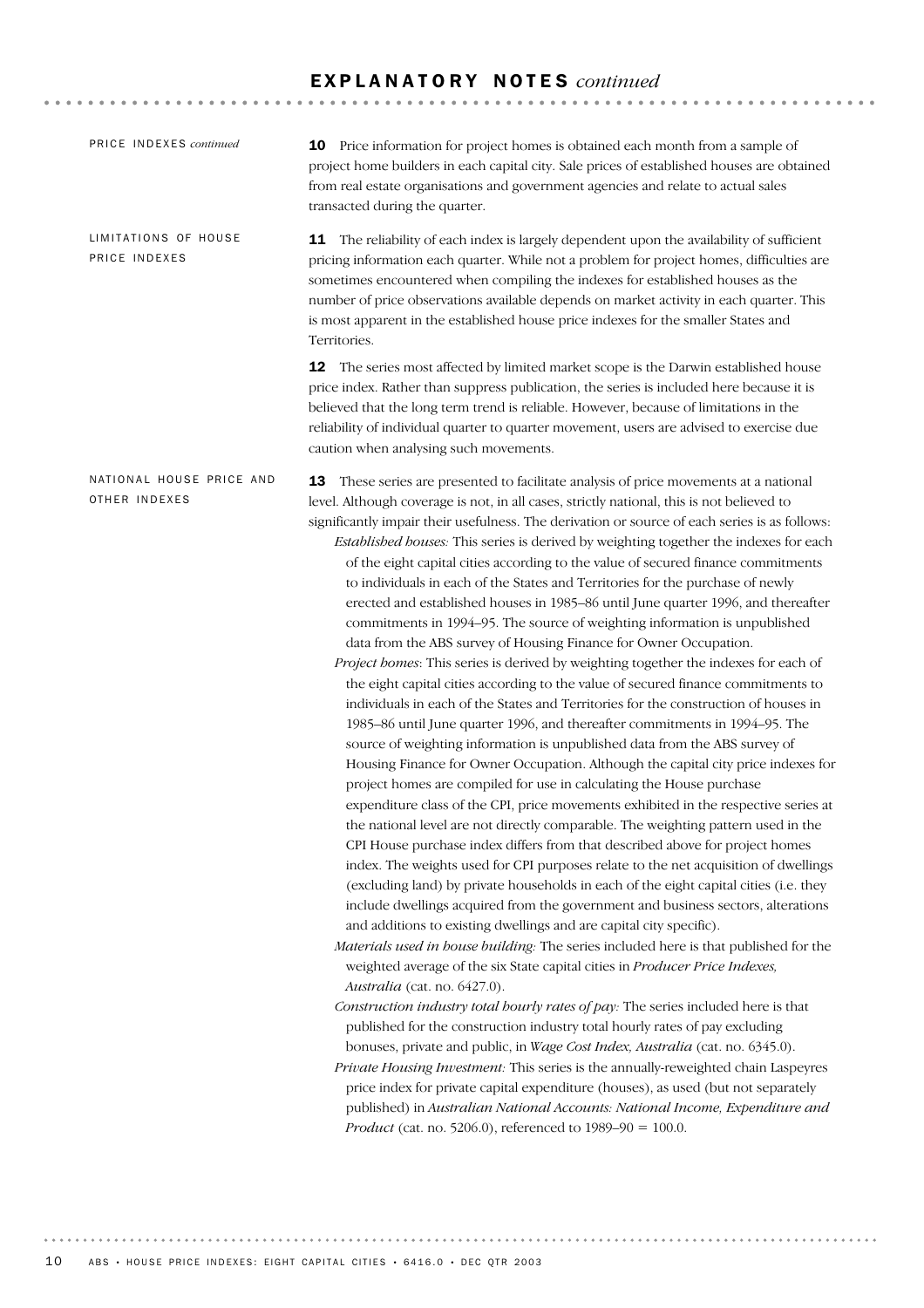## EXPLANATORY NOTES *continued*

PRICE INDEXES *continued*

**10** Price information for project homes is obtained each month from a sample of project home builders in each capital city. Sale prices of established houses are obtained from real estate organisations and government agencies and relate to actual sales transacted during the quarter.

### LIMITATIONS OF HOUSE PRICE INDEXES

**11** The reliability of each index is largely dependent upon the availability of sufficient pricing information each quarter. While not a problem for project homes, difficulties are sometimes encountered when compiling the indexes for established houses as the number of price observations available depends on market activity in each quarter. This is most apparent in the established house price indexes for the smaller States and Territories.

**12** The series most affected by limited market scope is the Darwin established house price index. Rather than suppress publication, the series is included here because it is believed that the long term trend is reliable. However, because of limitations in the reliability of individual quarter to quarter movement, users are advised to exercise due caution when analysing such movements.

### NATIONAL HOUSE PRICE AND OTHER INDEXES

**13** These series are presented to facilitate analysis of price movements at a national level. Although coverage is not, in all cases, strictly national, this is not believed to significantly impair their usefulness. The derivation or source of each series is as follows:

*Established houses:* This series is derived by weighting together the indexes for each of the eight capital cities according to the value of secured finance commitments to individuals in each of the States and Territories for the purchase of newly erected and established houses in 1985–86 until June quarter 1996, and thereafter commitments in 1994–95. The source of weighting information is unpublished data from the ABS survey of Housing Finance for Owner Occupation.

*Project homes*: This series is derived by weighting together the indexes for each of the eight capital cities according to the value of secured finance commitments to individuals in each of the States and Territories for the construction of houses in 1985–86 until June quarter 1996, and thereafter commitments in 1994–95. The source of weighting information is unpublished data from the ABS survey of Housing Finance for Owner Occupation. Although the capital city price indexes for project homes are compiled for use in calculating the House purchase expenditure class of the CPI, price movements exhibited in the respective series at the national level are not directly comparable. The weighting pattern used in the CPI House purchase index differs from that described above for project homes index. The weights used for CPI purposes relate to the net acquisition of dwellings (excluding land) by private households in each of the eight capital cities (i.e. they include dwellings acquired from the government and business sectors, alterations and additions to existing dwellings and are capital city specific).

*Materials used in house building:* The series included here is that published for the weighted average of the six State capital cities in *Producer Price Indexes, Australia* (cat. no. 6427.0).

*Construction industry total hourly rates of pay:* The series included here is that published for the construction industry total hourly rates of pay excluding bonuses, private and public, in *Wage Cost Index, Australia* (cat. no. 6345.0).

*Private Housing Investment:* This series is the annually-reweighted chain Laspeyres price index for private capital expenditure (houses), as used (but not separately published) in *Australian National Accounts: National Income, Expenditure and Product* (cat. no. 5206.0), referenced to 1989–90 = 100.0.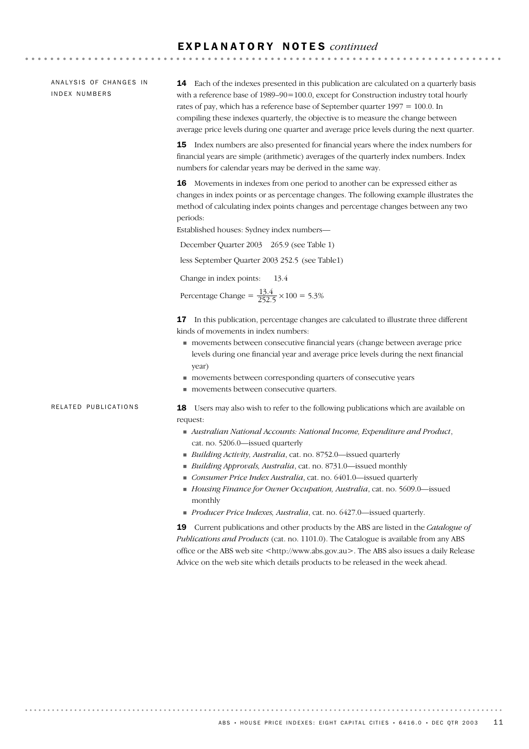# EXPLANATORY NOTES *continued*

## ANALYSIS OF CHANGES IN INDEX NUMBERS

**14** Each of the indexes presented in this publication are calculated on a quarterly basis with a reference base of 1989–90=100.0, except for Construction industry total hourly rates of pay, which has a reference base of September quarter 1997 = 100.0. In compiling these indexes quarterly, the objective is to measure the change between average price levels during one quarter and average price levels during the next quarter.

**15** Index numbers are also presented for financial years where the index numbers for financial years are simple (arithmetic) averages of the quarterly index numbers. Index numbers for calendar years may be derived in the same way.

**16** Movements in indexes from one period to another can be expressed either as changes in index points or as percentage changes. The following example illustrates the method of calculating index points changes and percentage changes between any two periods:

Established houses: Sydney index numbers—

December Quarter 2003 265.9 (see Table 1)

less September Quarter 2003 252.5 (see Table1)

Change in index points: 13.4

Percentage Change = $\frac{13.4}{252.5} \times 100 = 5.3\%$

**17** In this publication, percentage changes are calculated to illustrate three different kinds of movements in index numbers:

- movements between consecutive financial years (change between average price levels during one financial year and average price levels during the next financial year)
- movements between corresponding quarters of consecutive years
- movements between consecutive quarters.

## RELATED PUBLICATIONS

**18** Users may also wish to refer to the following publications which are available on request:

- *Australian National Accounts: National Income, Expenditure and Product*, cat. no. 5206.0—issued quarterly
- *Building Activity, Australia*, cat. no. 8752.0—issued quarterly
- *Building Approvals, Australia*, cat. no. 8731.0—issued monthly
- *Consumer Price Index Australia*, cat. no. 6401.0—issued quarterly
- *Housing Finance for Owner Occupation, Australia*, cat. no. 5609.0—issued monthly
- *Producer Price Indexes, Australia*, cat. no. 6427.0—issued quarterly.

**19** Current publications and other products by the ABS are listed in the *Catalogue of Publications and Products* (cat. no. 1101.0). The Catalogue is available from any ABS office or the ABS web site <http://www.abs.gov.au>. The ABS also issues a daily Release Advice on the web site which details products to be released in the week ahead.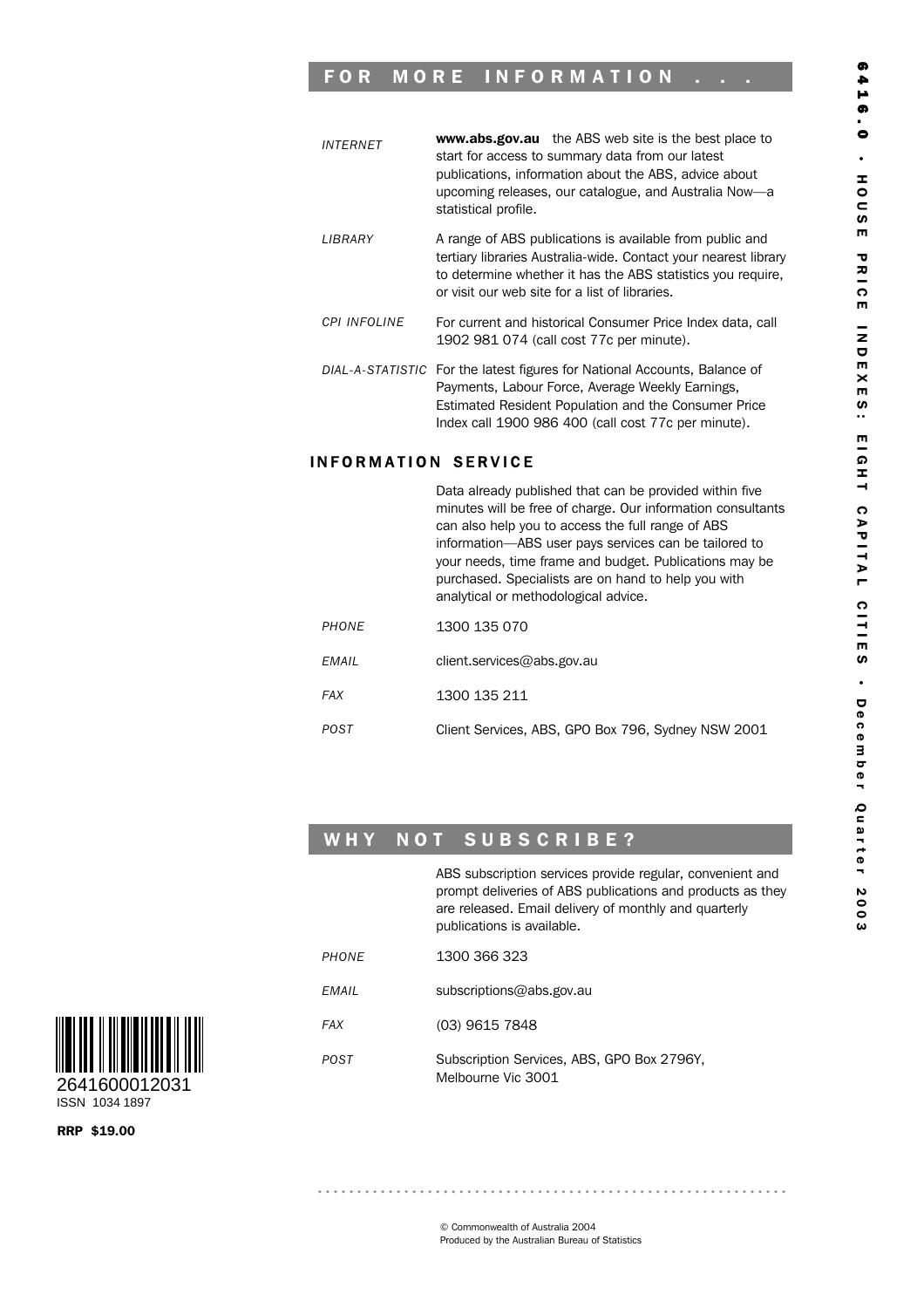## FOR MORE INFORMATION . . .

*INTERNET* **www.abs.gov.au** the ABS web site is the best place to start for access to summary data from our latest publications, information about the ABS, advice about upcoming releases, our catalogue, and Australia Now—a statistical profile.

*LIBRARY* A range of ABS publications is available from public and tertiary libraries Australia-wide. Contact your nearest library to determine whether it has the ABS statistics you require, or visit our web site for a list of libraries.

*CPI INFOLINE* For current and historical Consumer Price Index data, call 1902 981 074 (call cost 77c per minute).

*DIAL-A-STATISTIC* For the latest figures for National Accounts, Balance of Payments, Labour Force, Average Weekly Earnings, Estimated Resident Population and the Consumer Price Index call 1900 986 400 (call cost 77c per minute).

### INFORMATION SERVICE

Data already published that can be provided within five minutes will be free of charge. Our information consultants can also help you to access the full range of ABS information—ABS user pays services can be tailored to your needs, time frame and budget. Publications may be purchased. Specialists are on hand to help you with analytical or methodological advice.

*PHONE* 1300 135 070

*EMAIL* client.services@abs.gov.au

*FAX* 1300 135 211

*POST* Client Services, ABS, GPO Box 796, Sydney NSW 2001

## WHY NOT SUBSCRIBE?

ABS subscription services provide regular, convenient and prompt deliveries of ABS publications and products as they are released. Email delivery of monthly and quarterly publications is available.

*PHONE* 1300 366 323

*EMAIL* subscriptions@abs.gov.au

*FAX* (03) 9615 7848

*POST* Subscription Services, ABS, GPO Box 2796Y, Melbourne Vic 3001

2641600012031

ISSN 1034 1897

**RRP $19.00**

© Commonwealth of Australia 2004

Produced by the Australian Bureau of Statistics